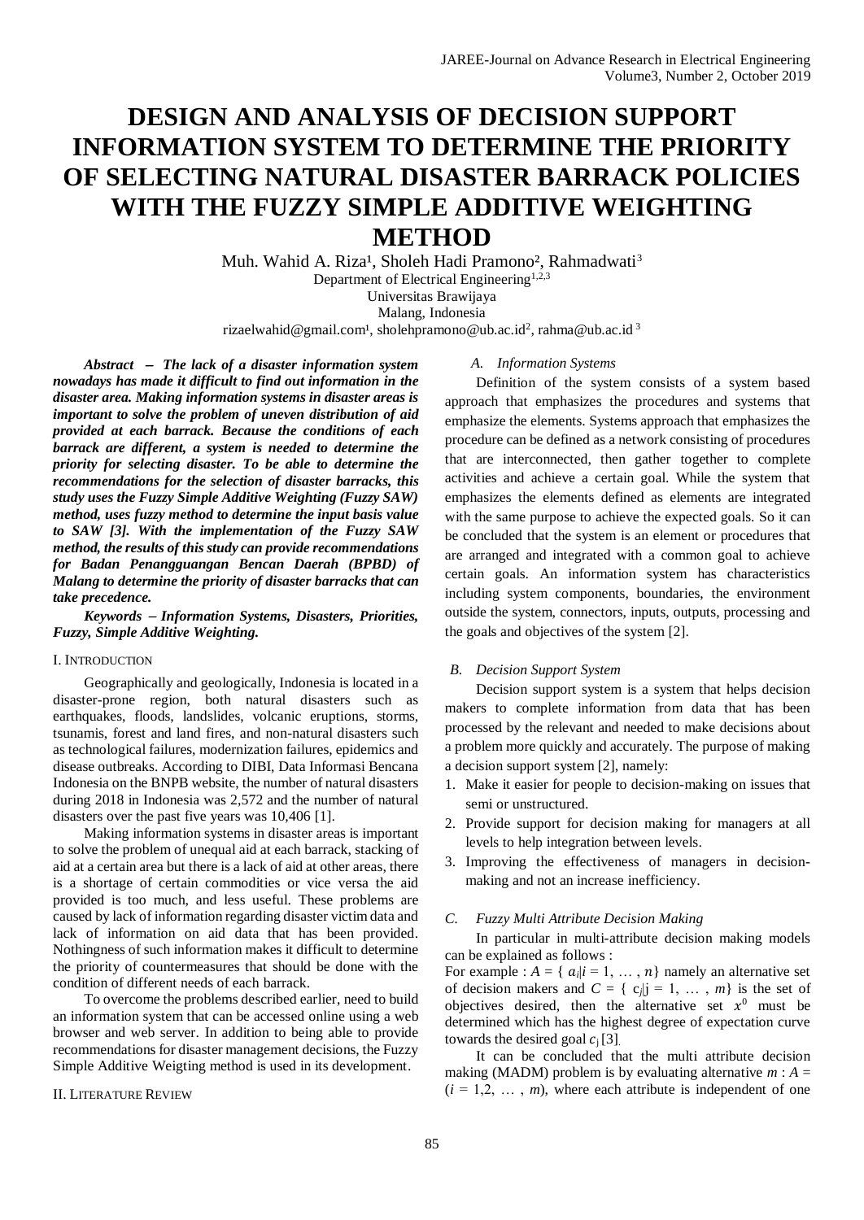# DESIGN AND ANALYSIS OF DECISION SUPPORT INFORMATION SYSTEM TO DETERMINE THE PRIORITY OF SELECTING NATURAL DISASTER BARRACK POLICIES WITH THE FUZZY SIMPLE ADDITIVE WEIGHTING METHOD

Muh. Wahid A. Riza[1], Sholeh Hadi Pramono[2], Rahmadwati[3]
Department of Electrical Engineering[1,2,3]
Universitas Brawijaya
Malang, Indonesia
rizaelwahid@gmail.com[1], sholehpramono@ub.ac.id[2], rahma@ub.ac.id[3]

***Abstract*** ***– The lack of a disaster information system nowadays has made it difficult to find out information in the disaster area. Making information systems in disaster areas is important to solve the problem of uneven distribution of aid provided at each barrack. Because the conditions of each barrack are different, a system is needed to determine the priority for selecting disaster. To be able to determine the recommendations for the selection of disaster barracks, this study uses the Fuzzy Simple Additive Weighting (Fuzzy SAW) method, uses fuzzy method to determine the input basis value to SAW [3]. With the implementation of the Fuzzy SAW method, the results of this study can provide recommendations for Badan Penangguangan Bencan Daerah (BPBD) of Malang to determine the priority of disaster barracks that can take precedence.***

***Keywords – Information Systems, Disasters, Priorities, Fuzzy, Simple Additive Weighting.***

## I. Introduction

Geographically and geologically, Indonesia is located in a disaster-prone region, both natural disasters such as earthquakes, floods, landslides, volcanic eruptions, storms, tsunamis, forest and land fires, and non-natural disasters such as technological failures, modernization failures, epidemics and disease outbreaks. According to DIBI, Data Informasi Bencana Indonesia on the BNPB website, the number of natural disasters during 2018 in Indonesia was 2,572 and the number of natural disasters over the past five years was 10,406 [1].

Making information systems in disaster areas is important to solve the problem of unequal aid at each barrack, stacking of aid at a certain area but there is a lack of aid at other areas, there is a shortage of certain commodities or vice versa the aid provided is too much, and less useful. These problems are caused by lack of information regarding disaster victim data and lack of information on aid data that has been provided. Nothingness of such information makes it difficult to determine the priority of countermeasures that should be done with the condition of different needs of each barrack.

To overcome the problems described earlier, need to build an information system that can be accessed online using a web browser and web server. In addition to being able to provide recommendations for disaster management decisions, the Fuzzy Simple Additive Weigting method is used in its development.

## II. Literature Review

### *A. Information Systems*

Definition of the system consists of a system based approach that emphasizes the procedures and systems that emphasize the elements. Systems approach that emphasizes the procedure can be defined as a network consisting of procedures that are interconnected, then gather together to complete activities and achieve a certain goal. While the system that emphasizes the elements defined as elements are integrated with the same purpose to achieve the expected goals. So it can be concluded that the system is an element or procedures that are arranged and integrated with a common goal to achieve certain goals. An information system has characteristics including system components, boundaries, the environment outside the system, connectors, inputs, outputs, processing and the goals and objectives of the system [2].

### *B. Decision Support System*

Decision support system is a system that helps decision makers to complete information from data that has been processed by the relevant and needed to make decisions about a problem more quickly and accurately. The purpose of making a decision support system [2], namely:

1. Make it easier for people to decision-making on issues that semi or unstructured.
2. Provide support for decision making for managers at all levels to help integration between levels.
3. Improving the effectiveness of managers in decision-making and not an increase inefficiency.

### *C. Fuzzy Multi Attribute Decision Making*

In particular in multi-attribute decision making models can be explained as follows :

For example : $A = \{ a_i | i = 1, \dots, n\}$ namely an alternative set of decision makers and $C = \{ c_j | j = 1, \dots, m\}$ is the set of objectives desired, then the alternative set $x^0$ must be determined which has the highest degree of expectation curve towards the desired goal $c_j$ [3].

It can be concluded that the multi attribute decision making (MADM) problem is by evaluating alternative $m$ : $A = (i = 1, 2, \dots, m)$, where each attribute is independent of one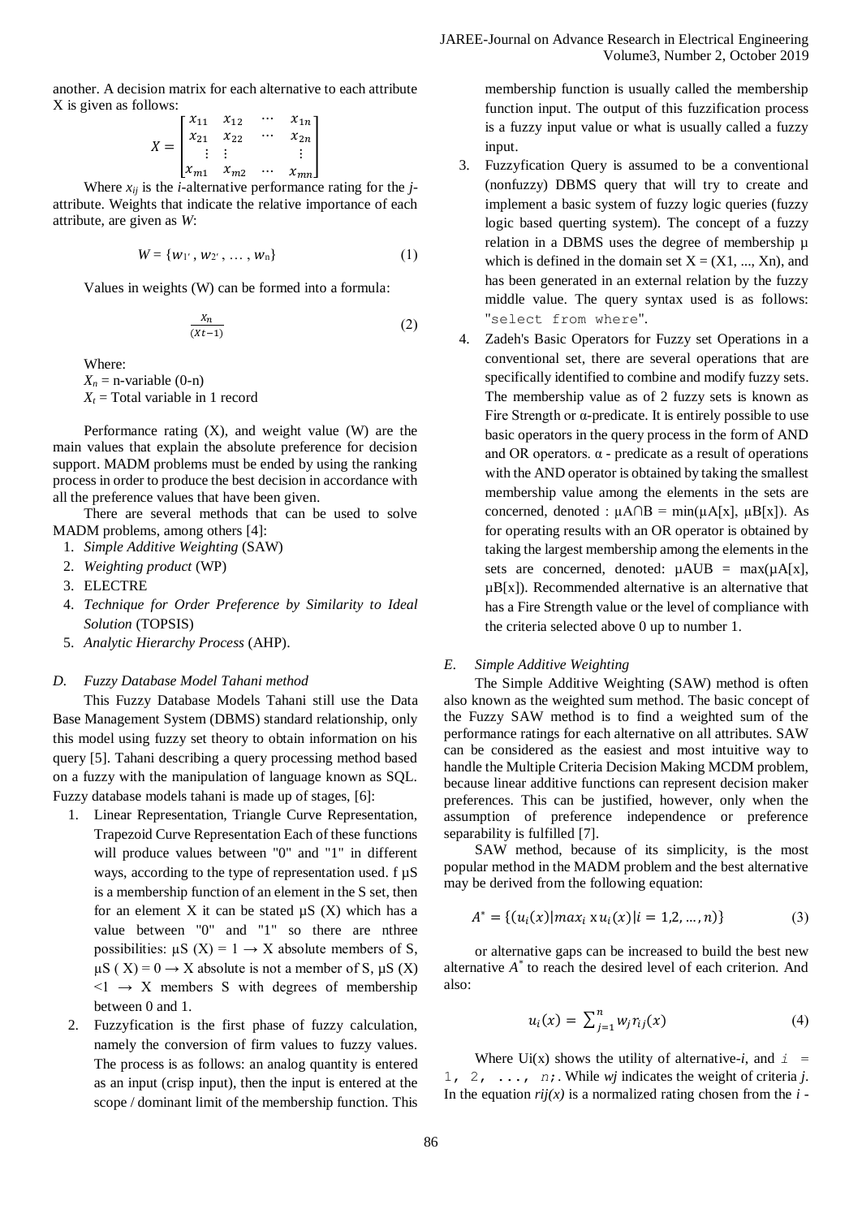another. A decision matrix for each alternative to each attribute X is given as follows:

$$X = \begin{bmatrix} x_{11} & x_{12} & \cdots & x_{1n} \\ x_{21} & x_{22} & \cdots & x_{2n} \\ \vdots & \vdots & & \vdots \\ x_{m1} & x_{m2} & \cdots & x_{mn} \end{bmatrix}$$

Where $x_{ij}$ is the *i*-alternative performance rating for the *j*-attribute. Weights that indicate the relative importance of each attribute, are given as *W*:

$$W = \{w_{1'}, w_{2'}, \ldots, w_n\} \tag{1}$$

Values in weights (W) can be formed into a formula:

$$\frac{X_n}{(Xt-1)} \tag{2}$$

Where:
$X_n$ = n-variable (0-n)
$X_t$ = Total variable in 1 record

Performance rating (X), and weight value (W) are the main values that explain the absolute preference for decision support. MADM problems must be ended by using the ranking process in order to produce the best decision in accordance with all the preference values that have been given.

There are several methods that can be used to solve MADM problems, among others [4]:

1. *Simple Additive Weighting* (SAW)
2. *Weighting product* (WP)
3. ELECTRE
4. *Technique for Order Preference by Similarity to Ideal Solution* (TOPSIS)
5. *Analytic Hierarchy Process* (AHP).

### *D. Fuzzy Database Model Tahani method*

This Fuzzy Database Models Tahani still use the Data Base Management System (DBMS) standard relationship, only this model using fuzzy set theory to obtain information on his query [5]. Tahani describing a query processing method based on a fuzzy with the manipulation of language known as SQL. Fuzzy database models tahani is made up of stages, [6]:

1. Linear Representation, Triangle Curve Representation, Trapezoid Curve Representation Each of these functions will produce values between "0" and "1" in different ways, according to the type of representation used. f µS is a membership function of an element in the S set, then for an element X it can be stated µS (X) which has a value between "0" and "1" so there are nthree possibilities: µS (X) = 1 → X absolute members of S, µS ( X) = 0 → X absolute is not a member of S, µS (X) <1 → X members S with degrees of membership between 0 and 1.
2. Fuzzyfication is the first phase of fuzzy calculation, namely the conversion of firm values to fuzzy values. The process is as follows: an analog quantity is entered as an input (crisp input), then the input is entered at the scope / dominant limit of the membership function. This membership function is usually called the membership function input. The output of this fuzzification process is a fuzzy input value or what is usually called a fuzzy input.
3. Fuzzyfication Query is assumed to be a conventional (nonfuzzy) DBMS query that will try to create and implement a basic system of fuzzy logic queries (fuzzy logic based querting system). The concept of a fuzzy relation in a DBMS uses the degree of membership µ which is defined in the domain set X = (X1, ..., Xn), and has been generated in an external relation by the fuzzy middle value. The query syntax used is as follows: "select from where".
4. Zadeh's Basic Operators for Fuzzy set Operations in a conventional set, there are several operations that are specifically identified to combine and modify fuzzy sets. The membership value as of 2 fuzzy sets is known as Fire Strength or α-predicate. It is entirely possible to use basic operators in the query process in the form of AND and OR operators. α - predicate as a result of operations with the AND operator is obtained by taking the smallest membership value among the elements in the sets are concerned, denoted : µA∩B = min(µA[x], µB[x]). As for operating results with an OR operator is obtained by taking the largest membership among the elements in the sets are concerned, denoted: µAUB = max(µA[x], µB[x]). Recommended alternative is an alternative that has a Fire Strength value or the level of compliance with the criteria selected above 0 up to number 1.

### *E. Simple Additive Weighting*

The Simple Additive Weighting (SAW) method is often also known as the weighted sum method. The basic concept of the Fuzzy SAW method is to find a weighted sum of the performance ratings for each alternative on all attributes. SAW can be considered as the easiest and most intuitive way to handle the Multiple Criteria Decision Making MCDM problem, because linear additive functions can represent decision maker preferences. This can be justified, however, only when the assumption of preference independence or preference separability is fulfilled [7].

SAW method, because of its simplicity, is the most popular method in the MADM problem and the best alternative may be derived from the following equation:

$$A^* = \{(u_i(x)|max_i \times u_i(x)|i = 1,2,\ldots,n)\} \tag{3}$$

or alternative gaps can be increased to build the best new alternative $A^*$ to reach the desired level of each criterion. And also:

$$u_i(x) = \sum_{j=1}^{n} w_j r_{ij}(x) \tag{4}$$

Where Ui(x) shows the utility of alternative-*i*, and `i = 1, 2, ..., n;`. While *wj* indicates the weight of criteria *j*. In the equation *rij(x)* is a normalized rating chosen from the *i* -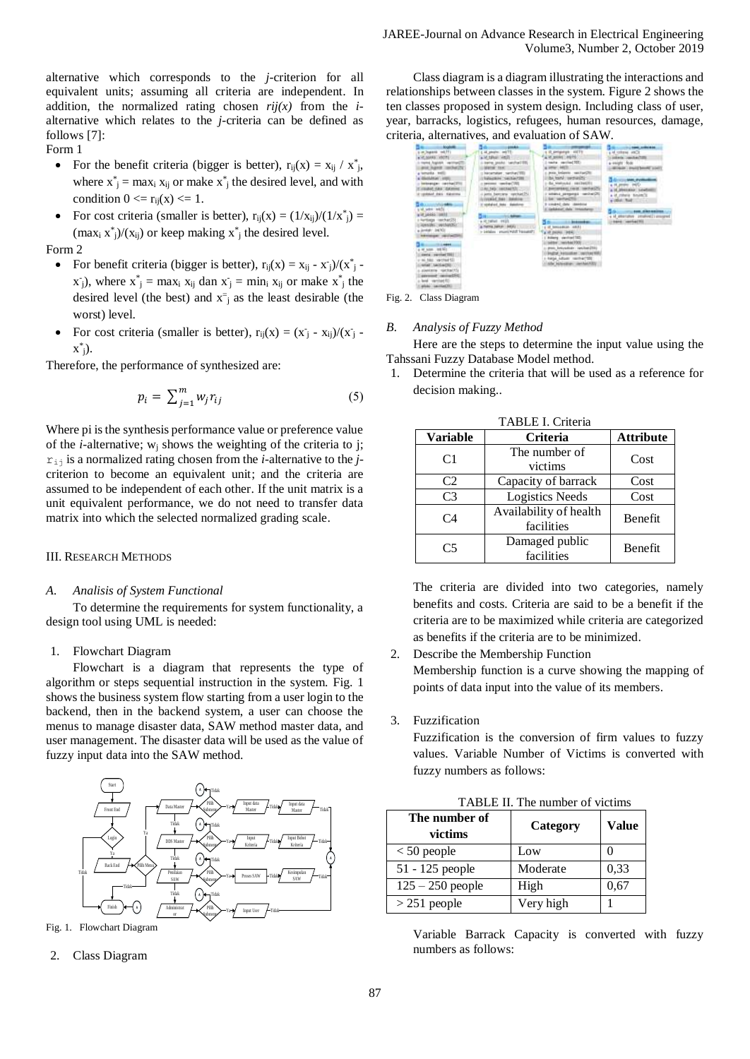alternative which corresponds to the *j*-criterion for all equivalent units; assuming all criteria are independent. In addition, the normalized rating chosen $r_{ij}(x)$ from the *i*-alternative which relates to the *j*-criteria can be defined as follows [7]:

Form 1

- For the benefit criteria (bigger is better), $r_{ij}(x) = x_{ij} / x^*_j$, where $x^*_j = \max_i x_{ij}$ or make $x^*_j$ the desired level, and with condition $0 <= r_{ij}(x) <= 1$.
- For cost criteria (smaller is better), $r_{ij}(x) = (1/x_{ij})/(1/x^*_j) = (\max_i x^*_j)/(x_{ij})$ or keep making $x^*_j$ the desired level.

Form 2

- For benefit criteria (bigger is better), $r_{ij}(x) = x_{ij} - x^-_j)/(x^*_j - x^-_j)$, where $x^*_j = \max_i x_{ij}$ dan $x^-_j = \min_i x_{ij}$ or make $x^*_j$ the desired level (the best) and $x^-_j$ as the least desirable (the worst) level.
- For cost criteria (smaller is better), $r_{ij}(x) = (x^-_j - x_{ij})/(x^-_j - x^*_j)$.

Therefore, the performance of synthesized are:

$$p_i = \sum_{j=1}^{m} w_j r_{ij} \tag{5}$$

Where pi is the synthesis performance value or preference value of the *i*-alternative; $w_j$ shows the weighting of the criteria to j; $r_{ij}$ is a normalized rating chosen from the *i*-alternative to the *j*-criterion to become an equivalent unit; and the criteria are assumed to be independent of each other. If the unit matrix is a unit equivalent performance, we do not need to transfer data matrix into which the selected normalized grading scale.

## III. Research Methods

### *A. Analisis of System Functional*

To determine the requirements for system functionality, a design tool using UML is needed:

1. Flowchart Diagram

Flowchart is a diagram that represents the type of algorithm or steps sequential instruction in the system. Fig. 1 shows the business system flow starting from a user login to the backend, then in the backend system, a user can choose the menus to manage disaster data, SAW method master data, and user management. The disaster data will be used as the value of fuzzy input data into the SAW method.

Fig. 1. Flowchart Diagram

2. Class Diagram

Class diagram is a diagram illustrating the interactions and relationships between classes in the system. Figure 2 shows the ten classes proposed in system design. Including class of user, year, barracks, logistics, refugees, human resources, damage, criteria, alternatives, and evaluation of SAW.

Fig. 2. Class Diagram

### *B. Analysis of Fuzzy Method*

Here are the steps to determine the input value using the Tahssani Fuzzy Database Model method.

1. Determine the criteria that will be used as a reference for decision making..

TABLE I. Criteria

| Variable | Criteria | Attribute |
|---|---|---|
| C1 | The number of victims | Cost |
| C2 | Capacity of barrack | Cost |
| C3 | Logistics Needs | Cost |
| C4 | Availability of health facilities | Benefit |
| C5 | Damaged public facilities | Benefit |

The criteria are divided into two categories, namely benefits and costs. Criteria are said to be a benefit if the criteria are to be maximized while criteria are categorized as benefits if the criteria are to be minimized.

2. Describe the Membership Function

Membership function is a curve showing the mapping of points of data input into the value of its members.

3. Fuzzification

Fuzzification is the conversion of firm values to fuzzy values. Variable Number of Victims is converted with fuzzy numbers as follows:

TABLE II. The number of victims

| The number of victims | Category | Value |
|---|---|---|
| < 50 people | Low | 0 |
| 51 - 125 people | Moderate | 0,33 |
| 125 – 250 people | High | 0,67 |
| > 251 people | Very high | 1 |

Variable Barrack Capacity is converted with fuzzy numbers as follows: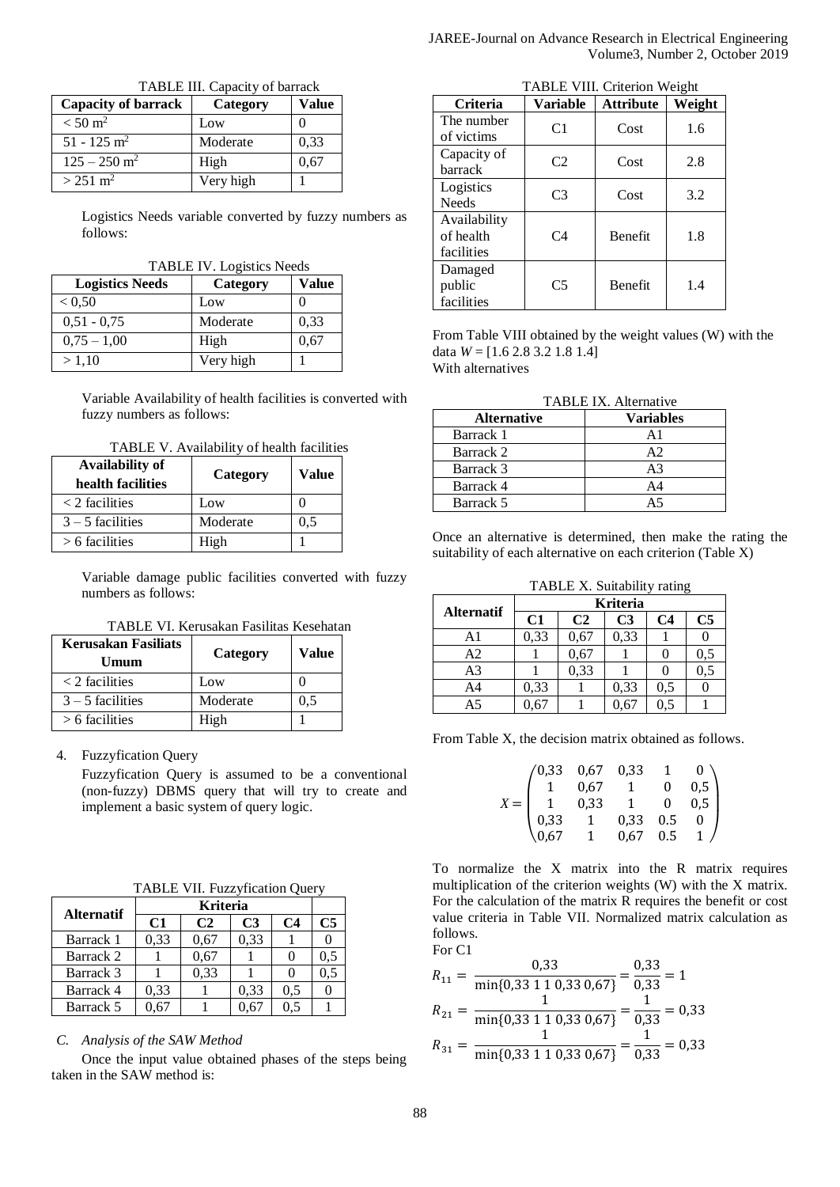TABLE III. Capacity of barrack

| Capacity of barrack | Category | Value |
|---|---|---|
| < 50 m$^2$ | Low | 0 |
| 51 - 125 m$^2$ | Moderate | 0,33 |
| 125 – 250 m$^2$ | High | 0,67 |
| > 251 m$^2$ | Very high | 1 |

Logistics Needs variable converted by fuzzy numbers as follows:

TABLE IV. Logistics Needs

| Logistics Needs | Category | Value |
|---|---|---|
| < 0,50 | Low | 0 |
| 0,51 - 0,75 | Moderate | 0,33 |
| 0,75 – 1,00 | High | 0,67 |
| > 1,10 | Very high | 1 |

Variable Availability of health facilities is converted with fuzzy numbers as follows:

TABLE V. Availability of health facilities

| Availability of health facilities | Category | Value |
|---|---|---|
| < 2 facilities | Low | 0 |
| 3 – 5 facilities | Moderate | 0,5 |
| > 6 facilities | High | 1 |

Variable damage public facilities converted with fuzzy numbers as follows:

TABLE VI. Kerusakan Fasilitas Kesehatan

| Kerusakan Fasiliats Umum | Category | Value |
|---|---|---|
| < 2 facilities | Low | 0 |
| 3 – 5 facilities | Moderate | 0,5 |
| > 6 facilities | High | 1 |

4. Fuzzyfication Query

Fuzzyfication Query is assumed to be a conventional (non-fuzzy) DBMS query that will try to create and implement a basic system of query logic.

TABLE VII. Fuzzyfication Query

| Alternatif | Kriteria | | | | |
|---|---|---|---|---|---|
| | C1 | C2 | C3 | C4 | C5 |
| Barrack 1 | 0,33 | 0,67 | 0,33 | 1 | 0 |
| Barrack 2 | 1 | 0,67 | 1 | 0 | 0,5 |
| Barrack 3 | 1 | 0,33 | 1 | 0 | 0,5 |
| Barrack 4 | 0,33 | 1 | 0,33 | 0,5 | 0 |
| Barrack 5 | 0,67 | 1 | 0,67 | 0,5 | 1 |

### C. Analysis of the SAW Method

Once the input value obtained phases of the steps being taken in the SAW method is:

TABLE VIII. Criterion Weight

| Criteria | Variable | Attribute | Weight |
|---|---|---|---|
| The number of victims | C1 | Cost | 1.6 |
| Capacity of barrack | C2 | Cost | 2.8 |
| Logistics Needs | C3 | Cost | 3.2 |
| Availability of health facilities | C4 | Benefit | 1.8 |
| Damaged public facilities | C5 | Benefit | 1.4 |

From Table VIII obtained by the weight values (W) with the data $W = [1.6\ 2.8\ 3.2\ 1.8\ 1.4]$

With alternatives

TABLE IX. Alternative

| Alternative | Variables |
|---|---|
| Barrack 1 | A1 |
| Barrack 2 | A2 |
| Barrack 3 | A3 |
| Barrack 4 | A4 |
| Barrack 5 | A5 |

Once an alternative is determined, then make the rating the suitability of each alternative on each criterion (Table X)

TABLE X. Suitability rating

| Alternatif | Kriteria | | | | |
|---|---|---|---|---|---|
| | C1 | C2 | C3 | C4 | C5 |
| A1 | 0,33 | 0,67 | 0,33 | 1 | 0 |
| A2 | 1 | 0,67 | 1 | 0 | 0,5 |
| A3 | 1 | 0,33 | 1 | 0 | 0,5 |
| A4 | 0,33 | 1 | 0,33 | 0,5 | 0 |
| A5 | 0,67 | 1 | 0,67 | 0,5 | 1 |

From Table X, the decision matrix obtained as follows.

$$X = \begin{pmatrix} 0{,}33 & 0{,}67 & 0{,}33 & 1 & 0 \\ 1 & 0{,}67 & 1 & 0 & 0{,}5 \\ 1 & 0{,}33 & 1 & 0 & 0{,}5 \\ 0{,}33 & 1 & 0{,}33 & 0.5 & 0 \\ 0{,}67 & 1 & 0{,}67 & 0.5 & 1 \end{pmatrix}$$

To normalize the X matrix into the R matrix requires multiplication of the criterion weights (W) with the X matrix. For the calculation of the matrix R requires the benefit or cost value criteria in Table VII. Normalized matrix calculation as follows.

For C1

$$R_{11} = \frac{0{,}33}{\min\{0{,}33\ 1\ 1\ 0{,}33\ 0{,}67\}} = \frac{0{,}33}{0{,}33} = 1$$

$$R_{21} = \frac{1}{\min\{0{,}33\ 1\ 1\ 0{,}33\ 0{,}67\}} = \frac{1}{0{,}33} = 0{,}33$$

$$R_{31} = \frac{1}{\min\{0{,}33\ 1\ 1\ 0{,}33\ 0{,}67\}} = \frac{1}{0{,}33} = 0{,}33$$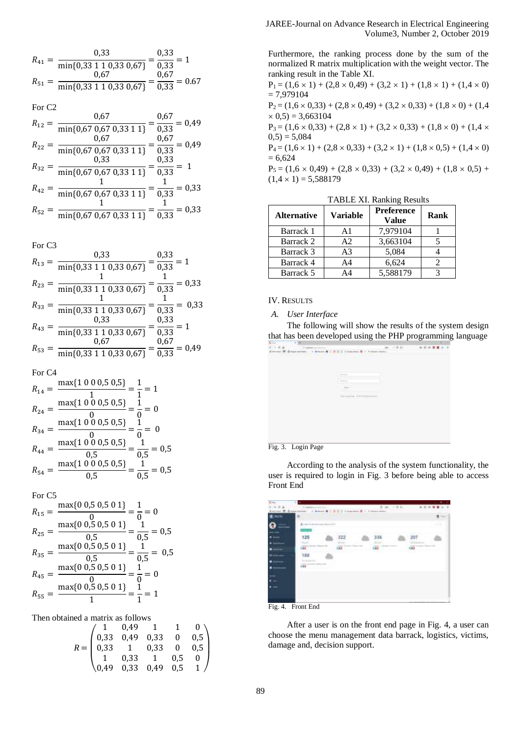$$R_{41} = \frac{0{,}33}{\min\{0{,}33\ 1\ 1\ 0{,}33\ 0{,}67\}} = \frac{0{,}33}{0{,}33} = 1$$

$$R_{51} = \frac{0{,}67}{\min\{0{,}33\ 1\ 1\ 0{,}33\ 0{,}67\}} = \frac{0{,}67}{0{,}33} = 0.67$$

For C2

$$R_{12} = \frac{0{,}67}{\min\{0{,}67\ 0{,}67\ 0{,}33\ 1\ 1\}} = \frac{0{,}67}{0{,}33} = 0{,}49$$

$$R_{22} = \frac{0{,}67}{\min\{0{,}67\ 0{,}67\ 0{,}33\ 1\ 1\}} = \frac{0{,}67}{0{,}33} = 0{,}49$$

$$R_{32} = \frac{0{,}33}{\min\{0{,}67\ 0{,}67\ 0{,}33\ 1\ 1\}} = \frac{0{,}33}{0{,}33} = 1$$

$$R_{42} = \frac{1}{\min\{0{,}67\ 0{,}67\ 0{,}33\ 1\ 1\}} = \frac{1}{0{,}33} = 0{,}33$$

$$R_{52} = \frac{1}{\min\{0{,}67\ 0{,}67\ 0{,}33\ 1\ 1\}} = \frac{1}{0{,}33} = 0{,}33$$

For C3

$$R_{13} = \frac{0{,}33}{\min\{0{,}33\ 1\ 1\ 0{,}33\ 0{,}67\}} = \frac{0{,}33}{0{,}33} = 1$$

$$R_{23} = \frac{1}{\min\{0{,}33\ 1\ 1\ 0{,}33\ 0{,}67\}} = \frac{1}{0{,}33} = 0{,}33$$

$$R_{33} = \frac{1}{\min\{0{,}33\ 1\ 1\ 0{,}33\ 0{,}67\}} = \frac{1}{0{,}33} = 0{,}33$$

$$R_{43} = \frac{0{,}33}{\min\{0{,}33\ 1\ 1\ 0{,}33\ 0{,}67\}} = \frac{0{,}33}{0{,}33} = 1$$

$$R_{53} = \frac{0{,}67}{\min\{0{,}33\ 1\ 1\ 0{,}33\ 0{,}67\}} = \frac{0{,}67}{0{,}33} = 0{,}49$$

For C4

$$R_{14} = \frac{\max\{1\ 0\ 0\ 0{,}5\ 0{,}5\}}{1} = \frac{1}{1} = 1$$

$$R_{24} = \frac{\max\{1\ 0\ 0\ 0{,}5\ 0{,}5\}}{0} = \frac{1}{0} = 0$$

$$R_{34} = \frac{\max\{1\ 0\ 0\ 0{,}5\ 0{,}5\}}{0} = \frac{1}{0} = 0$$

$$R_{44} = \frac{\max\{1\ 0\ 0\ 0{,}5\ 0{,}5\}}{0{,}5} = \frac{1}{0{,}5} = 0{,}5$$

$$R_{54} = \frac{\max\{1\ 0\ 0\ 0{,}5\ 0{,}5\}}{0{,}5} = \frac{1}{0{,}5} = 0{,}5$$

For C5

$$R_{15} = \frac{\max\{0\ 0{,}5\ 0{,}5\ 0\ 1\}}{0} = \frac{1}{0} = 0$$

$$R_{25} = \frac{\max\{0\ 0{,}5\ 0{,}5\ 0\ 1\}}{0{,}5} = \frac{1}{0{,}5} = 0{,}5$$

$$R_{35} = \frac{\max\{0\ 0{,}5\ 0{,}5\ 0\ 1\}}{0{,}5} = \frac{1}{0{,}5} = 0{,}5$$

$$R_{45} = \frac{\max\{0\ 0{,}5\ 0{,}5\ 0\ 1\}}{0} = \frac{1}{0} = 0$$

$$R_{55} = \frac{\max\{0\ 0{,}5\ 0{,}5\ 0\ 1\}}{1} = \frac{1}{1} = 1$$

Then obtained a matrix as follows

$$R = \begin{pmatrix} 1 & 0{,}49 & 1 & 1 & 0 \\ 0{,}33 & 0{,}49 & 0{,}33 & 0 & 0{,}5 \\ 0{,}33 & 1 & 0{,}33 & 0 & 0{,}5 \\ 1 & 0{,}33 & 1 & 0{,}5 & 0 \\ 0{,}49 & 0{,}33 & 0{,}49 & 0{,}5 & 1 \end{pmatrix}$$

Furthermore, the ranking process done by the sum of the normalized R matrix multiplication with the weight vector. The ranking result in the Table XI.

$P_1 = (1{,}6 \times 1) + (2{,}8 \times 0{,}49) + (3{,}2 \times 1) + (1{,}8 \times 1) + (1{,}4 \times 0) = 7{,}979104$

$P_2 = (1{,}6 \times 0{,}33) + (2{,}8 \times 0{,}49) + (3{,}2 \times 0{,}33) + (1{,}8 \times 0) + (1{,}4 \times 0{,}5) = 3{,}663104$

$P_3 = (1{,}6 \times 0{,}33) + (2{,}8 \times 1) + (3{,}2 \times 0{,}33) + (1{,}8 \times 0) + (1{,}4 \times 0{,}5) = 5{,}084$

$P_4 = (1{,}6 \times 1) + (2{,}8 \times 0{,}33) + (3{,}2 \times 1) + (1{,}8 \times 0{,}5) + (1{,}4 \times 0) = 6{,}624$

$P_5 = (1{,}6 \times 0{,}49) + (2{,}8 \times 0{,}33) + (3{,}2 \times 0{,}49) + (1{,}8 \times 0{,}5) + (1{,}4 \times 1) = 5{,}588179$

TABLE XI. Ranking Results

| Alternative | Variable | Preference Value | Rank |
|---|---|---|---|
| Barrack 1 | A1 | 7,979104 | 1 |
| Barrack 2 | A2 | 3,663104 | 5 |
| Barrack 3 | A3 | 5,084 | 4 |
| Barrack 4 | A4 | 6,624 | 2 |
| Barrack 5 | A4 | 5,588179 | 3 |

## IV. Results

### A. User Interface

The following will show the results of the system design that has been developed using the PHP programming language

Fig. 3. Login Page

According to the analysis of the system functionality, the user is required to login in Fig. 3 before being able to access Front End

Fig. 4. Front End

After a user is on the front end page in Fig. 4, a user can choose the menu management data barrack, logistics, victims, damage and, decision support.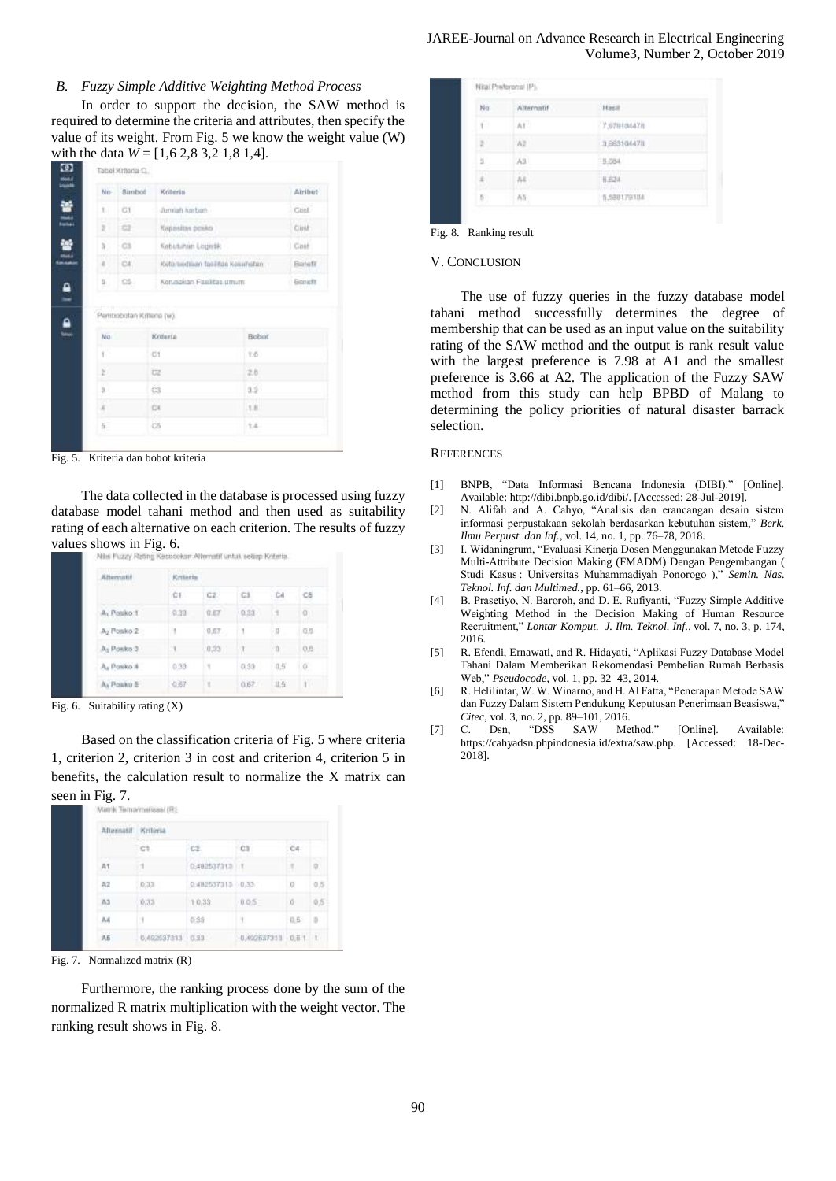### B. Fuzzy Simple Additive Weighting Method Process

In order to support the decision, the SAW method is required to determine the criteria and attributes, then specify the value of its weight. From Fig. 5 we know the weight value (W) with the data $W = [1{,}6\ 2{,}8\ 3{,}2\ 1{,}8\ 1{,}4]$.

Tabel Kriteria $C_i$

| No | Simbol | Kriteria | Atribut |
|---|---|---|---|
| 1 | C1 | Jumlah korban | Cost |
| 2 | C2 | Kapasitas posko | Cost |
| 3 | C3 | Kebutuhan Logistik | Cost |
| 4 | C4 | Ketersediaan fasilitas kesehatan | Benefit |
| 5 | C5 | Kerusakan Fasilitas umum | Benefit |

Pembobotan Kriteria (w)

| No | Kriteria | Bobot |
|---|---|---|
| 1 | C1 | 1.6 |
| 2 | C2 | 2.8 |
| 3 | C3 | 3.2 |
| 4 | C4 | 1.8 |
| 5 | C5 | 1.4 |

Fig. 5. Kriteria dan bobot kriteria

The data collected in the database is processed using fuzzy database model tahani method and then used as suitability rating of each alternative on each criterion. The results of fuzzy values shows in Fig. 6.

Nilai Fuzzy Rating Kecocokan Alternatif untuk setiap Kriteria

| Alternatif | Kriteria | | | | |
|---|---|---|---|---|---|
| | C1 | C2 | C3 | C4 | C5 |
| $A_1$ Posko 1 | 0.33 | 0.67 | 0.33 | 1 | 0 |
| $A_2$ Posko 2 | 1 | 0.67 | 1 | 0 | 0.5 |
| $A_3$ Posko 3 | 1 | 0.33 | 1 | 0 | 0.5 |
| $A_4$ Posko 4 | 0.33 | 1 | 0.33 | 0.5 | 0 |
| $A_5$ Posko 5 | 0.67 | 1 | 0.67 | 0.5 | 1 |

Fig. 6. Suitability rating (X)

Based on the classification criteria of Fig. 5 where criteria 1, criterion 2, criterion 3 in cost and criterion 4, criterion 5 in benefits, the calculation result to normalize the X matrix can seen in Fig. 7.

Matrik Ternormalisasi (R)

| Alternatif | Kriteria | | | | |
|---|---|---|---|---|---|
| | C1 | C2 | C3 | C4 | |
| A1 | 1 | 0.492537313 | 1 | 1 | 0 |
| A2 | 0.33 | 0.492537313 | 0.33 | 0 | 0.5 |
| A3 | 0.33 | 1 0.33 | 0 0.5 | 0 | 0.5 |
| A4 | 1 | 0.33 | 1 | 0.5 | 0 |
| A5 | 0.492537313 | 0.33 | 0.492537313 | 0.5 1 | 1 |

Fig. 7. Normalized matrix (R)

Furthermore, the ranking process done by the sum of the normalized R matrix multiplication with the weight vector. The ranking result shows in Fig. 8.

Nilai Preferensi (P)

| No | Alternatif | Hasil |
|---|---|---|
| 1 | A1 | 7.979104478 |
| 2 | A2 | 3.663104478 |
| 3 | A3 | 5.084 |
| 4 | A4 | 6.624 |
| 5 | A5 | 5.588179104 |

Fig. 8. Ranking result

## V. Conclusion

The use of fuzzy queries in the fuzzy database model tahani method successfully determines the degree of membership that can be used as an input value on the suitability rating of the SAW method and the output is rank result value with the largest preference is 7.98 at A1 and the smallest preference is 3.66 at A2. The application of the Fuzzy SAW method from this study can help BPBD of Malang to determining the policy priorities of natural disaster barrack selection.

## References

[1] BNPB, "Data Informasi Bencana Indonesia (DIBI)." [Online]. Available: http://dibi.bnpb.go.id/dibi/. [Accessed: 28-Jul-2019].

[2] N. Alifah and A. Cahyo, "Analisis dan erancangan desain sistem informasi perpustakaan sekolah berdasarkan kebutuhan sistem," *Berk. Ilmu Perpust. dan Inf.*, vol. 14, no. 1, pp. 76–78, 2018.

[3] I. Widaningrum, "Evaluasi Kinerja Dosen Menggunakan Metode Fuzzy Multi-Attribute Decision Making (FMADM) Dengan Pengembangan ( Studi Kasus : Universitas Muhammadiyah Ponorogo )," *Semin. Nas. Teknol. Inf. dan Multimed.*, pp. 61–66, 2013.

[4] B. Prasetiyo, N. Baroroh, and D. E. Rufiyanti, "Fuzzy Simple Additive Weighting Method in the Decision Making of Human Resource Recruitment," *Lontar Komput. J. Ilm. Teknol. Inf.*, vol. 7, no. 3, p. 174, 2016.

[5] R. Efendi, Ernawati, and R. Hidayati, "Aplikasi Fuzzy Database Model Tahani Dalam Memberikan Rekomendasi Pembelian Rumah Berbasis Web," *Pseudocode*, vol. 1, pp. 32–43, 2014.

[6] R. Helilintar, W. W. Winarno, and H. Al Fatta, "Penerapan Metode SAW dan Fuzzy Dalam Sistem Pendukung Keputusan Penerimaan Beasiswa," *Citec*, vol. 3, no. 2, pp. 89–101, 2016.

[7] C. Dsn, "DSS SAW Method." [Online]. Available: https://cahyadsn.phpindonesia.id/extra/saw.php. [Accessed: 18-Dec-2018].